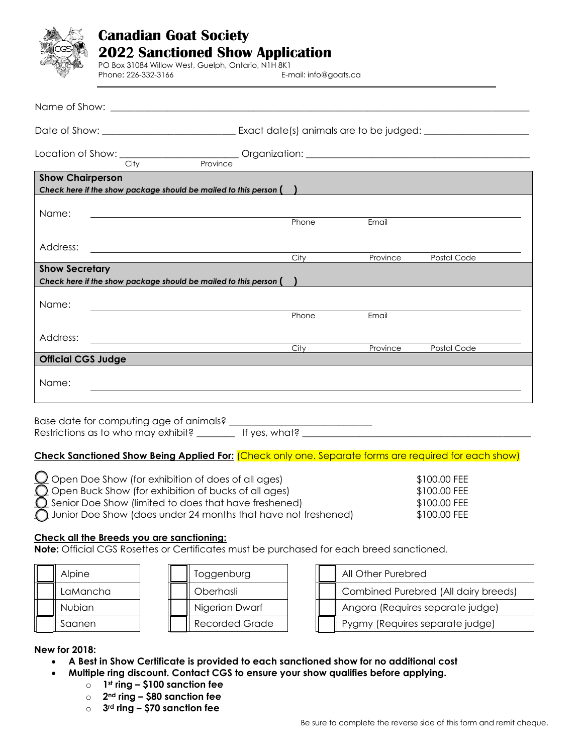# Canadian Goat Society
## 2022 Sanctioned Show Application

PO Box 31084 Willow West, Guelph, Ontario, N1H 8K1
Phone: 226-332-3166 E-mail: info@goats.ca

Name of Show: ______________________________________________

Date of Show: ______________________ Exact date(s) animals are to be judged: ____________________

Location of Show: ____________________ Organization: ________________________________________
City Province

**Show Chairperson**
***Check here if the show package should be mailed to this person ( )***

Name: ______________________________________________
Phone Email

Address: ______________________________________________
City Province Postal Code

**Show Secretary**
***Check here if the show package should be mailed to this person ( )***

Name: ______________________________________________
Phone Email

Address: ______________________________________________
City Province Postal Code

**Official CGS Judge**

Name: ______________________________________________

Base date for computing age of animals? ______________________
Restrictions as to who may exhibit? ________ If yes, what? ______________________________

**Check Sanctioned Show Being Applied For:** (Check only one. Separate forms are required for each show)

- ◯ Open Doe Show (for exhibition of does of all ages) $100.00 FEE
- ◯ Open Buck Show (for exhibition of bucks of all ages) $100.00 FEE
- ◯ Senior Doe Show (limited to does that have freshened) $100.00 FEE
- ◯ Junior Doe Show (does under 24 months that have not freshened) $100.00 FEE

**Check all the Breeds you are sanctioning:**
**Note:** Official CGS Rosettes or Certificates must be purchased for each breed sanctioned.

| | | | | | |
|---|---|---|---|---|---|
| ☐ | Alpine | ☐ | Toggenburg | ☐ | All Other Purebred |
| ☐ | LaMancha | ☐ | Oberhasli | ☐ | Combined Purebred (All dairy breeds) |
| ☐ | Nubian | ☐ | Nigerian Dwarf | ☐ | Angora (Requires separate judge) |
| ☐ | Saanen | ☐ | Recorded Grade | ☐ | Pygmy (Requires separate judge) |

**New for 2018:**

- **A Best in Show Certificate is provided to each sanctioned show for no additional cost**
- **Multiple ring discount. Contact CGS to ensure your show qualifies before applying.**
  - **1st ring – $100 sanction fee**
  - **2nd ring – $80 sanction fee**
  - **3rd ring – $70 sanction fee**

Be sure to complete the reverse side of this form and remit cheque.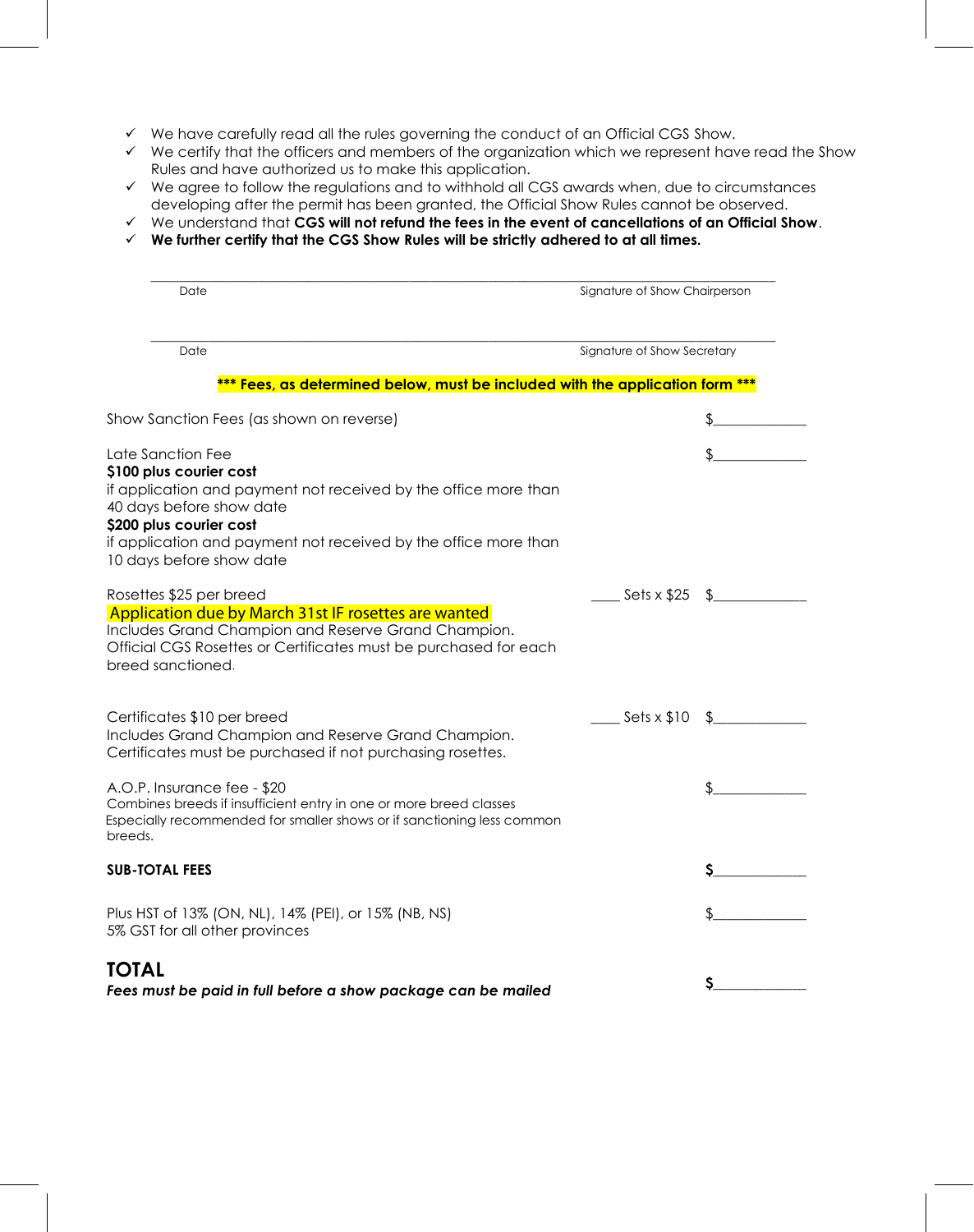- ✓ We have carefully read all the rules governing the conduct of an Official CGS Show.
- ✓ We certify that the officers and members of the organization which we represent have read the Show Rules and have authorized us to make this application.
- ✓ We agree to follow the regulations and to withhold all CGS awards when, due to circumstances developing after the permit has been granted, the Official Show Rules cannot be observed.
- ✓ We understand that **CGS will not refund the fees in the event of cancellations of an Official Show**.
- ✓ **We further certify that the CGS Show Rules will be strictly adhered to at all times.**

_______________________________________________________________________________

Date Signature of Show Chairperson

_______________________________________________________________________________

Date Signature of Show Secretary

**\*\*\* Fees, as determined below, must be included with the application form \*\*\***

| | | |
|---|---|---|
| Show Sanction Fees (as shown on reverse) | | $____________ |
| Late Sanction Fee<br>**$100 plus courier cost**<br>if application and payment not received by the office more than 40 days before show date<br>**$200 plus courier cost**<br>if application and payment not received by the office more than 10 days before show date | | $____________ |
| Rosettes $25 per breed<br>Application due by March 31st IF rosettes are wanted<br>Includes Grand Champion and Reserve Grand Champion.<br>Official CGS Rosettes or Certificates must be purchased for each breed sanctioned. | ____ Sets x $25 | $____________ |
| Certificates $10 per breed<br>Includes Grand Champion and Reserve Grand Champion.<br>Certificates must be purchased if not purchasing rosettes. | ____ Sets x $10 | $____________ |
| A.O.P. Insurance fee - $20<br>Combines breeds if insufficient entry in one or more breed classes<br>Especially recommended for smaller shows or if sanctioning less common breeds. | | $____________ |
| **SUB-TOTAL FEES** | | **$____________** |
| Plus HST of 13% (ON, NL), 14% (PEI), or 15% (NB, NS)<br>5% GST for all other provinces | | $____________ |
| **TOTAL**<br>***Fees must be paid in full before a show package can be mailed*** | | **$____________** |